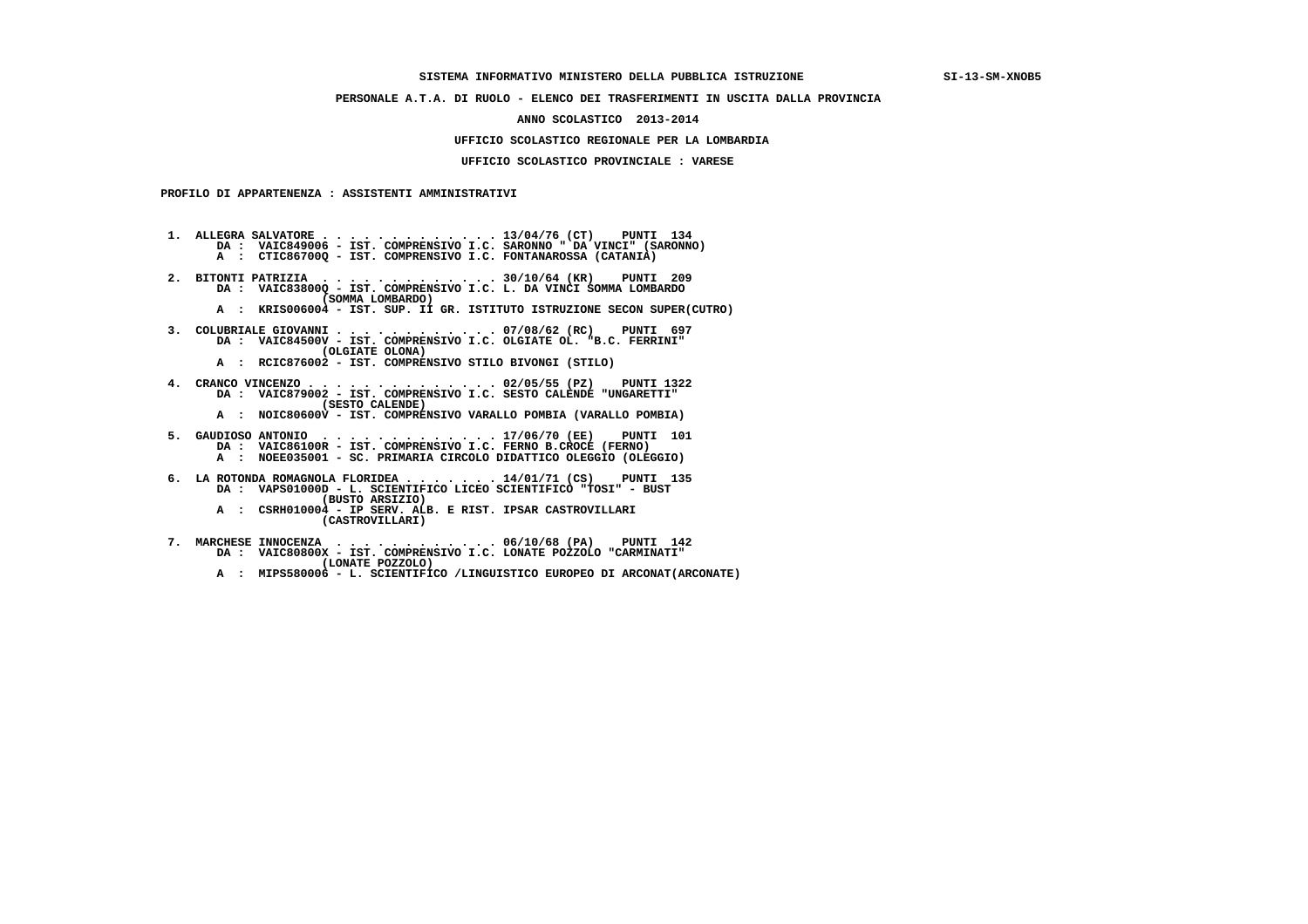SISTEMA INFORMATIVO MINISTERO DELLA PUBBLICA ISTRUZIONE SI-13-SM-XNOB5

**PERSONALE A.T.A. DI RUOLO - ELENCO DEI TRASFERIMENTI IN USCITA DALLA PROVINCIA**

**ANNO SCOLASTICO 2013-2014**

**UFFICIO SCOLASTICO REGIONALE PER LA LOMBARDIA**

**UFFICIO SCOLASTICO PROVINCIALE : VARESE**

**PROFILO DI APPARTENENZA : ASSISTENTI AMMINISTRATIVI**

```
 1.  ALLEGRA SALVATORE . . . . . . . . . . . . . 13/04/76 (CT)    PUNTI  134
      DA :  VAIC849006 - IST. COMPRENSIVO I.C. SARONNO " DA VINCI" (SARONNO)
      A  :  CTIC86700Q - IST. COMPRENSIVO I.C. FONTANAROSSA (CATANIA)

 2.  BITONTI PATRIZIA  . . . . . . . . . . . . . 30/10/64 (KR)    PUNTI  209
      DA :  VAIC83800Q - IST. COMPRENSIVO I.C. L. DA VINCI SOMMA LOMBARDO
                     (SOMMA LOMBARDO)
      A  :  KRIS006004 - IST. SUP. II GR. ISTITUTO ISTRUZIONE SECON SUPER(CUTRO)

 3.  COLUBRIALE GIOVANNI . . . . . . . . . . . . 07/08/62 (RC)    PUNTI  697
      DA :  VAIC84500V - IST. COMPRENSIVO I.C. OLGIATE OL. "B.C. FERRINI"
                     (OLGIATE OLONA)
      A  :  RCIC876002 - IST. COMPRENSIVO STILO BIVONGI (STILO)

 4.  CRANCO VINCENZO . . . . . . . . . . . . . . 02/05/55 (PZ)    PUNTI 1322
      DA :  VAIC879002 - IST. COMPRENSIVO I.C. SESTO CALENDE "UNGARETTI"
                     (SESTO CALENDE)
      A  :  NOIC80600V - IST. COMPRENSIVO VARALLO POMBIA (VARALLO POMBIA)

 5.  GAUDIOSO ANTONIO  . . . . . . . . . . . . . 17/06/70 (EE)    PUNTI  101
      DA :  VAIC86100R - IST. COMPRENSIVO I.C. FERNO B.CROCE (FERNO)
      A  :  NOEE035001 - SC. PRIMARIA CIRCOLO DIDATTICO OLEGGIO (OLEGGIO)

 6.  LA ROTONDA ROMAGNOLA FLORIDEA . . . . . . . . 14/01/71 (CS)    PUNTI  135
      DA :  VAPS01000D - L. SCIENTIFICO LICEO SCIENTIFICO "TOSI" - BUST
                     (BUSTO ARSIZIO)
      A  :  CSRH010004 - IP SERV. ALB. E RIST. IPSAR CASTROVILLARI
                     (CASTROVILLARI)

 7.  MARCHESE INNOCENZA  . . . . . . . . . . . . 06/10/68 (PA)    PUNTI  142
      DA :  VAIC80800X - IST. COMPRENSIVO I.C. LONATE POZZOLO "CARMINATI"
                     (LONATE POZZOLO)
      A  :  MIPS580006 - L. SCIENTIFICO /LINGUISTICO EUROPEO DI ARCONAT(ARCONATE)
```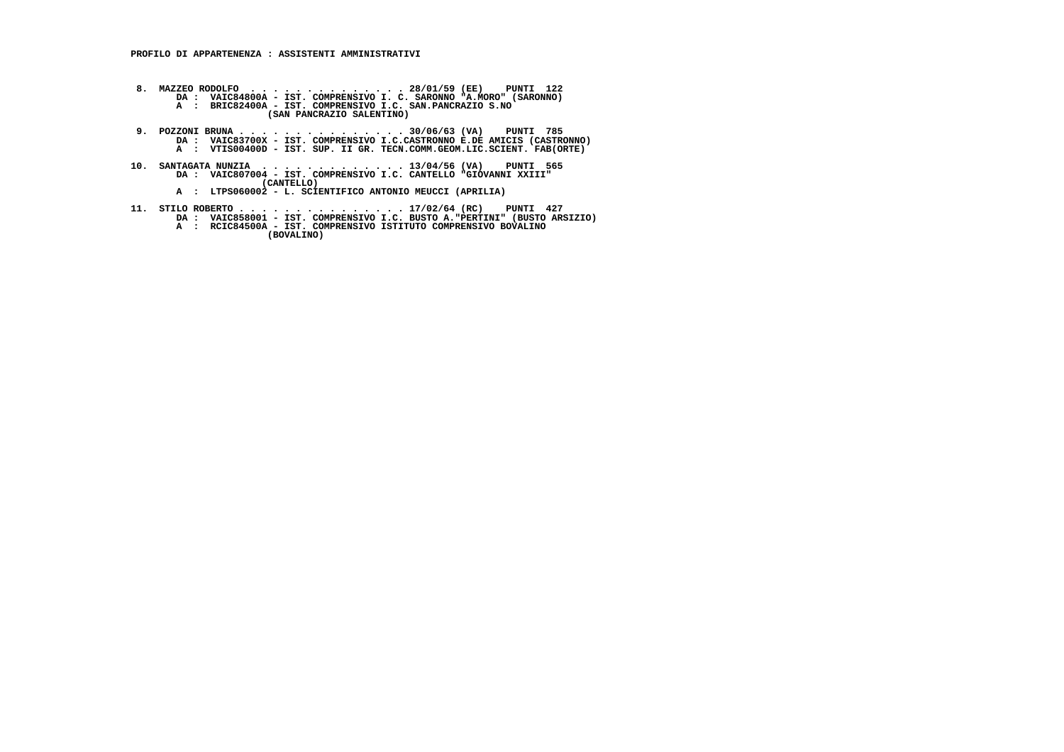**PROFILO DI APPARTENENZA : ASSISTENTI AMMINISTRATIVI**

```
 8.  MAZZEO RODOLFO  . . . . . . . . . . . . . . 28/01/59 (EE)    PUNTI  122
       DA :  VAIC84800A - IST. COMPRENSIVO I. C. SARONNO "A.MORO" (SARONNO)
       A  :  BRIC82400A - IST. COMPRENSIVO I.C. SAN.PANCRAZIO S.NO
                    (SAN PANCRAZIO SALENTINO)

 9.  POZZONI BRUNA . . . . . . . . . . . . . . . 30/06/63 (VA)    PUNTI  785
       DA :  VAIC83700X - IST. COMPRENSIVO I.C.CASTRONNO E.DE AMICIS (CASTRONNO)
       A  :  VTIS00400D - IST. SUP. II GR. TECN.COMM.GEOM.LIC.SCIENT. FAB(ORTE)

10.  SANTAGATA NUNZIA  . . . . . . . . . . . . . 13/04/56 (VA)    PUNTI  565
       DA :  VAIC807004 - IST. COMPRENSIVO I.C. CANTELLO "GIOVANNI XXIII"
                    (CANTELLO)
       A  :  LTPS060002 - L. SCIENTIFICO ANTONIO MEUCCI (APRILIA)

11.  STILO ROBERTO . . . . . . . . . . . . . . . 17/02/64 (RC)    PUNTI  427
       DA :  VAIC858001 - IST. COMPRENSIVO I.C. BUSTO A."PERTINI" (BUSTO ARSIZIO)
       A  :  RCIC84500A - IST. COMPRENSIVO ISTITUTO COMPRENSIVO BOVALINO
                    (BOVALINO)
```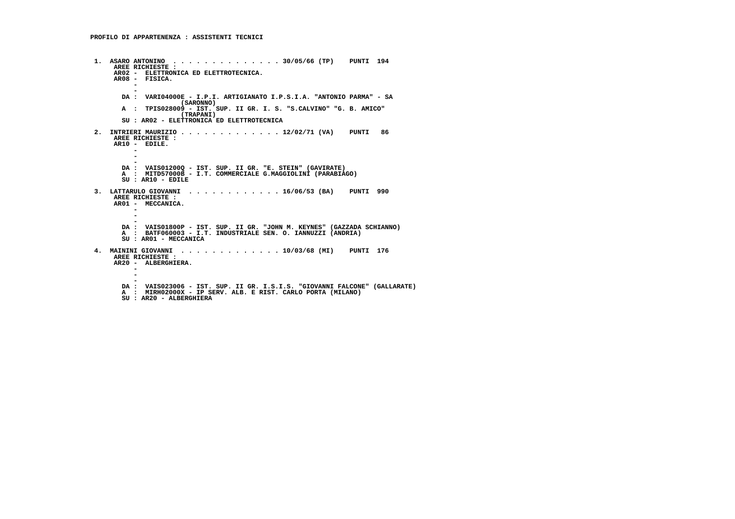**PROFILO DI APPARTENENZA : ASSISTENTI TECNICI**

1. ASARO ANTONINO . . . . . . . . . . . . . . 30/05/66 (TP) PUNTI 194
   AREE RICHIESTE :
   AR02 - ELETTRONICA ED ELETTROTECNICA.
   AR08 - FISICA.
   -
   -
   DA : VARI04000E - I.P.I. ARTIGIANATO I.P.S.I.A. "ANTONIO PARMA" - SA (SARONNO)
   A : TPIS028009 - IST. SUP. II GR. I. S. "S.CALVINO" "G. B. AMICO" (TRAPANI)
   SU : AR02 - ELETTRONICA ED ELETTROTECNICA

2. INTRIERI MAURIZIO . . . . . . . . . . . . . 12/02/71 (VA) PUNTI 86
   AREE RICHIESTE :
   AR10 - EDILE.
   -
   -
   -
   DA : VAIS01200Q - IST. SUP. II GR. "E. STEIN" (GAVIRATE)
   A : MITD57000B - I.T. COMMERCIALE G.MAGGIOLINI (PARABIAGO)
   SU : AR10 - EDILE

3. LATTARULO GIOVANNI . . . . . . . . . . . . 16/06/53 (BA) PUNTI 990
   AREE RICHIESTE :
   AR01 - MECCANICA.
   -
   -
   -
   DA : VAIS01800P - IST. SUP. II GR. "JOHN M. KEYNES" (GAZZADA SCHIANNO)
   A : BATF060003 - I.T. INDUSTRIALE SEN. O. IANNUZZI (ANDRIA)
   SU : AR01 - MECCANICA

4. MAININI GIOVANNI . . . . . . . . . . . . . 10/03/68 (MI) PUNTI 176
   AREE RICHIESTE :
   AR20 - ALBERGHIERA.
   -
   -
   -
   DA : VAIS023006 - IST. SUP. II GR. I.S.I.S. "GIOVANNI FALCONE" (GALLARATE)
   A : MIRH02000X - IP SERV. ALB. E RIST. CARLO PORTA (MILANO)
   SU : AR20 - ALBERGHIERA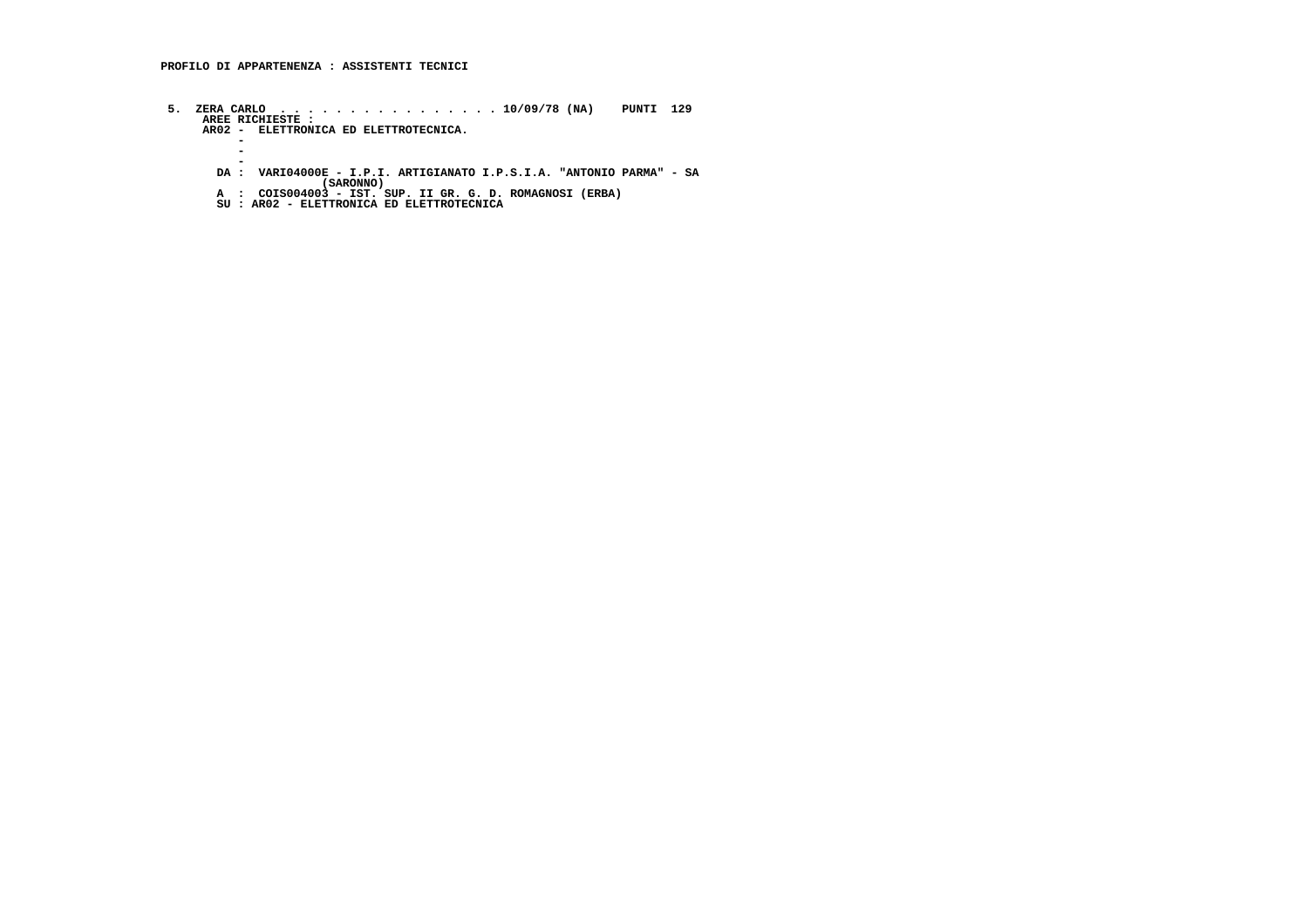**PROFILO DI APPARTENENZA : ASSISTENTI TECNICI**

```
 5.  ZERA CARLO  . . . . . . . . . . . . . . . . 10/09/78 (NA)    PUNTI  129
      AREE RICHIESTE :
      AR02 -  ELETTRONICA ED ELETTROTECNICA.
         -
         -
         -
        DA :  VARI04000E - I.P.I. ARTIGIANATO I.P.S.I.A. "ANTONIO PARMA" - SA
                       (SARONNO)
        A  :  COIS004003 - IST. SUP. II GR. G. D. ROMAGNOSI (ERBA)
        SU : AR02 - ELETTRONICA ED ELETTROTECNICA
```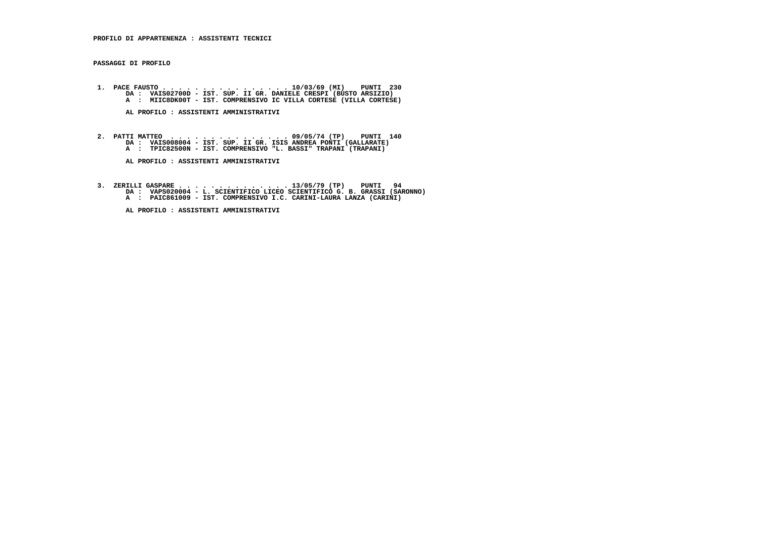**PROFILO DI APPARTENENZA : ASSISTENTI TECNICI**

**PASSAGGI DI PROFILO**

1. **PACE FAUSTO . . . . . . . . . . . . . . . . 10/03/69 (MI) PUNTI 230**
   **DA : VAIS02700D - IST. SUP. II GR. DANIELE CRESPI (BUSTO ARSIZIO)**
   **A : MIIC8DK00T - IST. COMPRENSIVO IC VILLA CORTESE (VILLA CORTESE)**

   **AL PROFILO : ASSISTENTI AMMINISTRATIVI**

2. **PATTI MATTEO . . . . . . . . . . . . . . . 09/05/74 (TP) PUNTI 140**
   **DA : VAIS008004 - IST. SUP. II GR. ISIS ANDREA PONTI (GALLARATE)**
   **A : TPIC82500N - IST. COMPRENSIVO "L. BASSI" TRAPANI (TRAPANI)**

   **AL PROFILO : ASSISTENTI AMMINISTRATIVI**

3. **ZERILLI GASPARE . . . . . . . . . . . . . . 13/05/79 (TP) PUNTI 94**
   **DA : VAPS020004 - L. SCIENTIFICO LICEO SCIENTIFICO G. B. GRASSI (SARONNO)**
   **A : PAIC861009 - IST. COMPRENSIVO I.C. CARINI-LAURA LANZA (CARINI)**

   **AL PROFILO : ASSISTENTI AMMINISTRATIVI**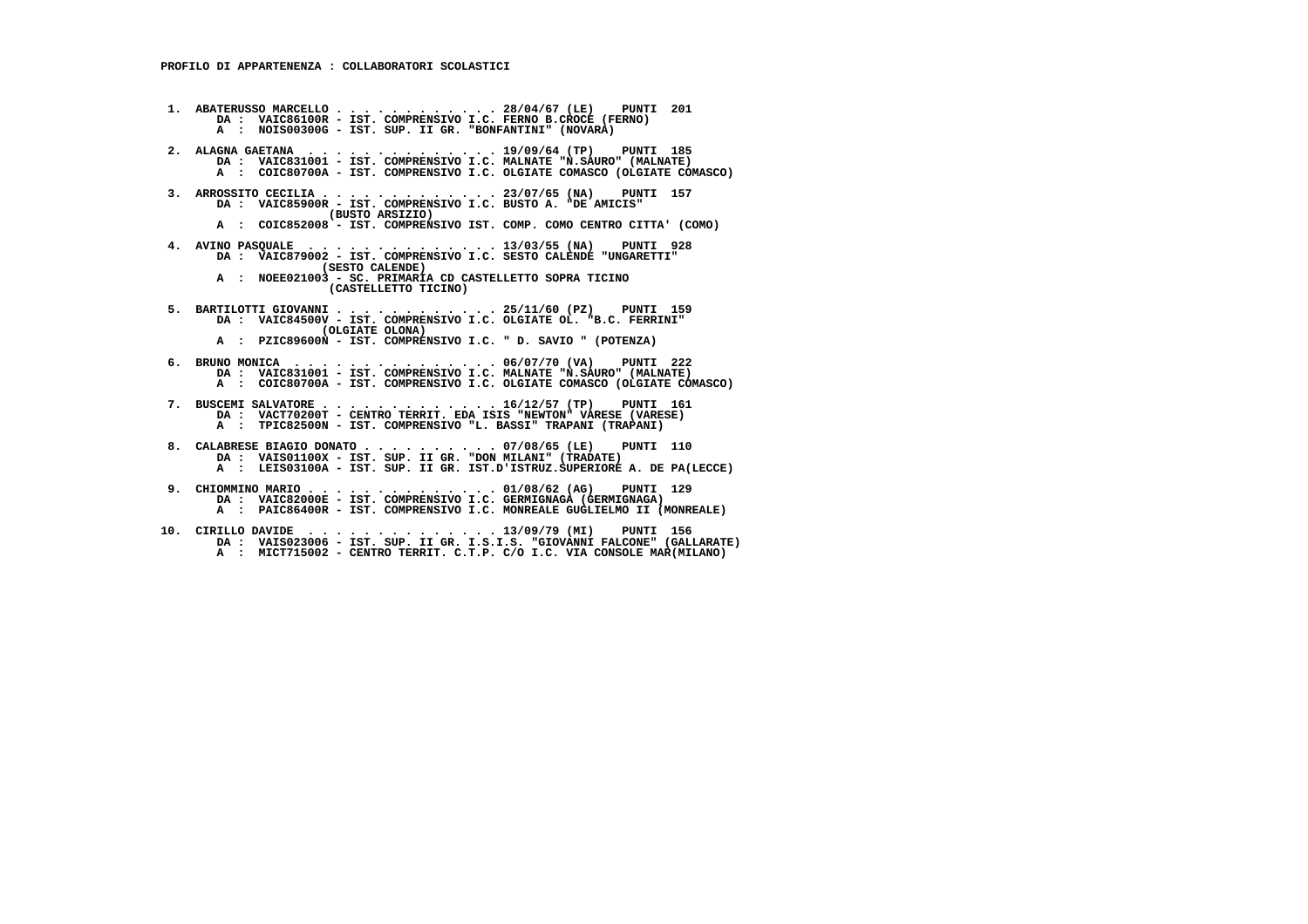**PROFILO DI APPARTENENZA : COLLABORATORI SCOLASTICI**

1. **ABATERUSSO MARCELLO . . . . . . . . . . . . . 28/04/67 (LE) PUNTI 201**
   DA : VAIC86100R - IST. COMPRENSIVO I.C. FERNO B.CROCE (FERNO)
   A : NOIS00300G - IST. SUP. II GR. "BONFANTINI" (NOVARA)

2. **ALAGNA GAETANA . . . . . . . . . . . . . . 19/09/64 (TP) PUNTI 185**
   DA : VAIC831001 - IST. COMPRENSIVO I.C. MALNATE "N.SAURO" (MALNATE)
   A : COIC80700A - IST. COMPRENSIVO I.C. OLGIATE COMASCO (OLGIATE COMASCO)

3. **ARROSSITO CECILIA . . . . . . . . . . . . . 23/07/65 (NA) PUNTI 157**
   DA : VAIC85900R - IST. COMPRENSIVO I.C. BUSTO A. "DE AMICIS" (BUSTO ARSIZIO)
   A : COIC852008 - IST. COMPRENSIVO IST. COMP. COMO CENTRO CITTA' (COMO)

4. **AVINO PASQUALE . . . . . . . . . . . . . . 13/03/55 (NA) PUNTI 928**
   DA : VAIC879002 - IST. COMPRENSIVO I.C. SESTO CALENDE "UNGARETTI" (SESTO CALENDE)
   A : NOEE021003 - SC. PRIMARIA CD CASTELLETTO SOPRA TICINO (CASTELLETTO TICINO)

5. **BARTILOTTI GIOVANNI . . . . . . . . . . . . 25/11/60 (PZ) PUNTI 159**
   DA : VAIC84500V - IST. COMPRENSIVO I.C. OLGIATE OL. "B.C. FERRINI" (OLGIATE OLONA)
   A : PZIC89600N - IST. COMPRENSIVO I.C. " D. SAVIO " (POTENZA)

6. **BRUNO MONICA . . . . . . . . . . . . . . . 06/07/70 (VA) PUNTI 222**
   DA : VAIC831001 - IST. COMPRENSIVO I.C. MALNATE "N.SAURO" (MALNATE)
   A : COIC80700A - IST. COMPRENSIVO I.C. OLGIATE COMASCO (OLGIATE COMASCO)

7. **BUSCEMI SALVATORE . . . . . . . . . . . . . 16/12/57 (TP) PUNTI 161**
   DA : VACT70200T - CENTRO TERRIT. EDA ISIS "NEWTON" VARESE (VARESE)
   A : TPIC82500N - IST. COMPRENSIVO "L. BASSI" TRAPANI (TRAPANI)

8. **CALABRESE BIAGIO DONATO . . . . . . . . . . 07/08/65 (LE) PUNTI 110**
   DA : VAIS01100X - IST. SUP. II GR. "DON MILANI" (TRADATE)
   A : LEIS03100A - IST. SUP. II GR. IST.D'ISTRUZ.SUPERIORE A. DE PA(LECCE)

9. **CHIOMMINO MARIO . . . . . . . . . . . . . . 01/08/62 (AG) PUNTI 129**
   DA : VAIC82000E - IST. COMPRENSIVO I.C. GERMIGNAGA (GERMIGNAGA)
   A : PAIC86400R - IST. COMPRENSIVO I.C. MONREALE GUGLIELMO II (MONREALE)

10. **CIRILLO DAVIDE . . . . . . . . . . . . . . 13/09/79 (MI) PUNTI 156**
    DA : VAIS023006 - IST. SUP. II GR. I.S.I.S. "GIOVANNI FALCONE" (GALLARATE)
    A : MICT715002 - CENTRO TERRIT. C.T.P. C/O I.C. VIA CONSOLE MAR(MILANO)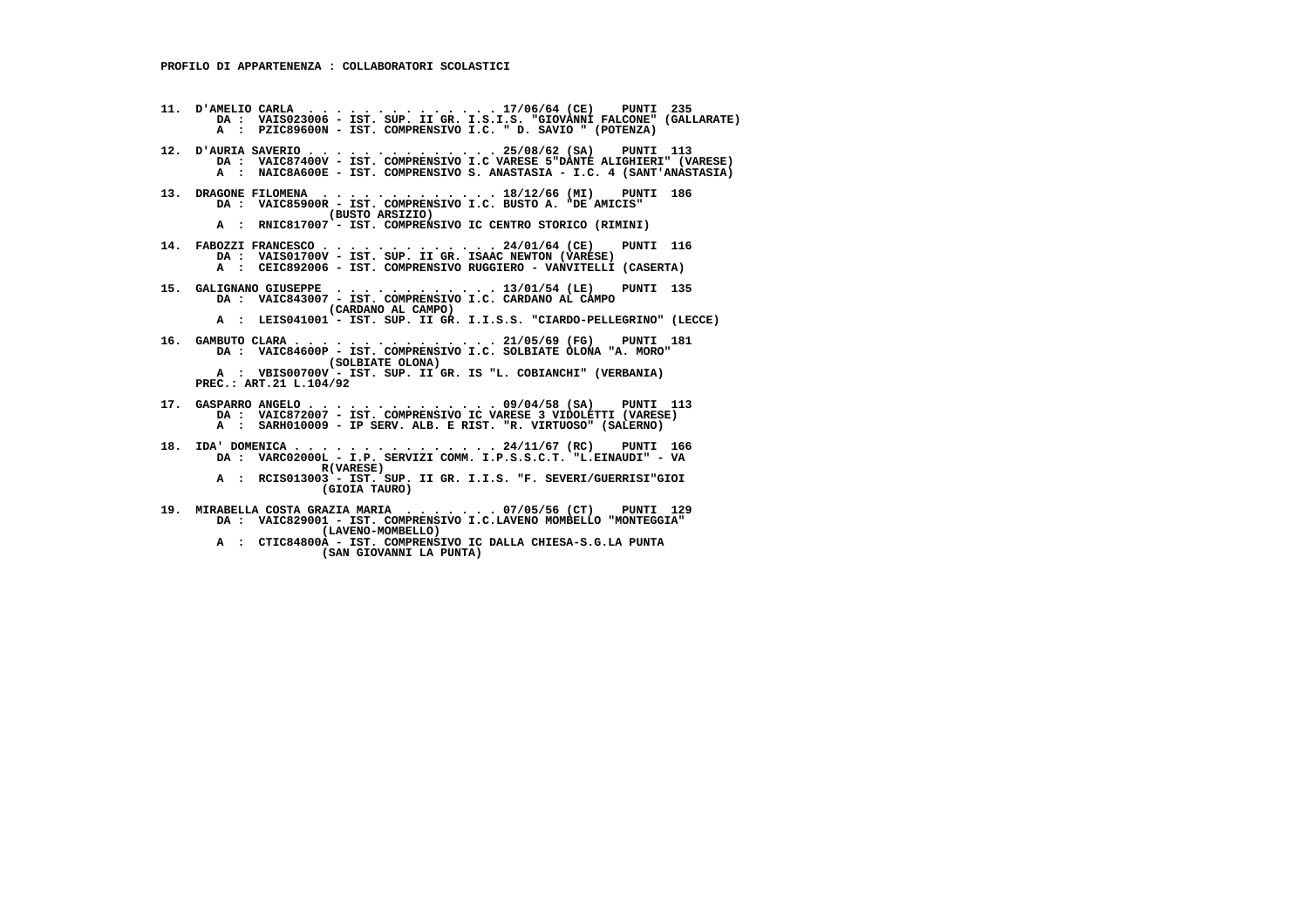**PROFILO DI APPARTENENZA : COLLABORATORI SCOLASTICI**

**11. D'AMELIO CARLA . . . . . . . . . . . . . . 17/06/64 (CE) PUNTI 235**
DA : VAIS023006 - IST. SUP. II GR. I.S.I.S. "GIOVANNI FALCONE" (GALLARATE)
A : PZIC89600N - IST. COMPRENSIVO I.C. " D. SAVIO " (POTENZA)

**12. D'AURIA SAVERIO . . . . . . . . . . . . . . 25/08/62 (SA) PUNTI 113**
DA : VAIC87400V - IST. COMPRENSIVO I.C VARESE 5"DANTE ALIGHIERI" (VARESE)
A : NAIC8A600E - IST. COMPRENSIVO S. ANASTASIA - I.C. 4 (SANT'ANASTASIA)

**13. DRAGONE FILOMENA . . . . . . . . . . . . . . 18/12/66 (MI) PUNTI 186**
DA : VAIC85900R - IST. COMPRENSIVO I.C. BUSTO A. "DE AMICIS" (BUSTO ARSIZIO)
A : RNIC817007 - IST. COMPRENSIVO IC CENTRO STORICO (RIMINI)

**14. FABOZZI FRANCESCO . . . . . . . . . . . . . 24/01/64 (CE) PUNTI 116**
DA : VAIS01700V - IST. SUP. II GR. ISAAC NEWTON (VARESE)
A : CEIC892006 - IST. COMPRENSIVO RUGGIERO - VANVITELLI (CASERTA)

**15. GALIGNANO GIUSEPPE . . . . . . . . . . . . 13/01/54 (LE) PUNTI 135**
DA : VAIC843007 - IST. COMPRENSIVO I.C. CARDANO AL CAMPO (CARDANO AL CAMPO)
A : LEIS041001 - IST. SUP. II GR. I.I.S.S. "CIARDO-PELLEGRINO" (LECCE)

**16. GAMBUTO CLARA . . . . . . . . . . . . . . . 21/05/69 (FG) PUNTI 181**
DA : VAIC84600P - IST. COMPRENSIVO I.C. SOLBIATE OLONA "A. MORO" (SOLBIATE OLONA)
A : VBIS00700V - IST. SUP. II GR. IS "L. COBIANCHI" (VERBANIA)
PREC.: ART.21 L.104/92

**17. GASPARRO ANGELO . . . . . . . . . . . . . . 09/04/58 (SA) PUNTI 113**
DA : VAIC872007 - IST. COMPRENSIVO IC VARESE 3 VIDOLETTI (VARESE)
A : SARH010009 - IP SERV. ALB. E RIST. "R. VIRTUOSO" (SALERNO)

**18. IDA' DOMENICA . . . . . . . . . . . . . . . 24/11/67 (RC) PUNTI 166**
DA : VARC02000L - I.P. SERVIZI COMM. I.P.S.S.C.T. "L.EINAUDI" - VA R(VARESE)
A : RCIS013003 - IST. SUP. II GR. I.I.S. "F. SEVERI/GUERRISI"GIOI (GIOIA TAURO)

**19. MIRABELLA COSTA GRAZIA MARIA . . . . . . . . 07/05/56 (CT) PUNTI 129**
DA : VAIC829001 - IST. COMPRENSIVO I.C.LAVENO MOMBELLO "MONTEGGIA" (LAVENO-MOMBELLO)
A : CTIC84800A - IST. COMPRENSIVO IC DALLA CHIESA-S.G.LA PUNTA (SAN GIOVANNI LA PUNTA)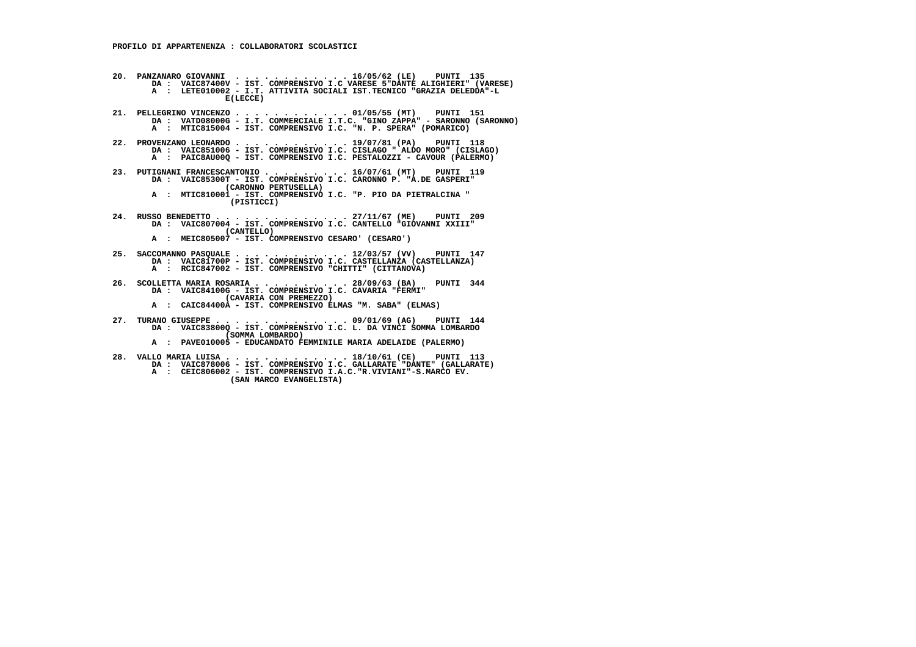**PROFILO DI APPARTENENZA : COLLABORATORI SCOLASTICI**

20. PANZANARO GIOVANNI . . . . . . . . . . . . . 16/05/62 (LE) PUNTI 135
    DA : VAIC87400V - IST. COMPRENSIVO I.C VARESE 5"DANTE ALIGHIERI" (VARESE)
    A : LETE010002 - I.T. ATTIVITA SOCIALI IST.TECNICO "GRAZIA DELEDDA"-L E(LECCE)

21. PELLEGRINO VINCENZO . . . . . . . . . . . . 01/05/55 (MT) PUNTI 151
    DA : VATD08000G - I.T. COMMERCIALE I.T.C. "GINO ZAPPA" - SARONNO (SARONNO)
    A : MTIC815004 - IST. COMPRENSIVO I.C. "N. P. SPERA" (POMARICO)

22. PROVENZANO LEONARDO . . . . . . . . . . . . 19/07/81 (PA) PUNTI 118
    DA : VAIC851006 - IST. COMPRENSIVO I.C. CISLAGO " ALDO MORO" (CISLAGO)
    A : PAIC8AU00Q - IST. COMPRENSIVO I.C. PESTALOZZI - CAVOUR (PALERMO)

23. PUTIGNANI FRANCESCANTONIO . . . . . . . . . 16/07/61 (MT) PUNTI 119
    DA : VAIC85300T - IST. COMPRENSIVO I.C. CARONNO P. "A.DE GASPERI" (CARONNO PERTUSELLA)
    A : MTIC810001 - IST. COMPRENSIVO I.C. "P. PIO DA PIETRALCINA " (PISTICCI)

24. RUSSO BENEDETTO . . . . . . . . . . . . . . 27/11/67 (ME) PUNTI 209
    DA : VAIC807004 - IST. COMPRENSIVO I.C. CANTELLO "GIOVANNI XXIII" (CANTELLO)
    A : MEIC805007 - IST. COMPRENSIVO CESARO' (CESARO')

25. SACCOMANNO PASQUALE . . . . . . . . . . . . 12/03/57 (VV) PUNTI 147
    DA : VAIC81700P - IST. COMPRENSIVO I.C. CASTELLANZA (CASTELLANZA)
    A : RCIC847002 - IST. COMPRENSIVO "CHITTI" (CITTANOVA)

26. SCOLLETTA MARIA ROSARIA . . . . . . . . . . 28/09/63 (BA) PUNTI 344
    DA : VAIC84100G - IST. COMPRENSIVO I.C. CAVARIA "FERMI" (CAVARIA CON PREMEZZO)
    A : CAIC84400A - IST. COMPRENSIVO ELMAS "M. SABA" (ELMAS)

27. TURANO GIUSEPPE . . . . . . . . . . . . . . 09/01/69 (AG) PUNTI 144
    DA : VAIC83800Q - IST. COMPRENSIVO I.C. L. DA VINCI SOMMA LOMBARDO (SOMMA LOMBARDO)
    A : PAVE010005 - EDUCANDATO FEMMINILE MARIA ADELAIDE (PALERMO)

28. VALLO MARIA LUISA . . . . . . . . . . . . . 18/10/61 (CE) PUNTI 113
    DA : VAIC878006 - IST. COMPRENSIVO I.C. GALLARATE "DANTE" (GALLARATE)
    A : CEIC806002 - IST. COMPRENSIVO I.A.C."R.VIVIANI"-S.MARCO EV. (SAN MARCO EVANGELISTA)